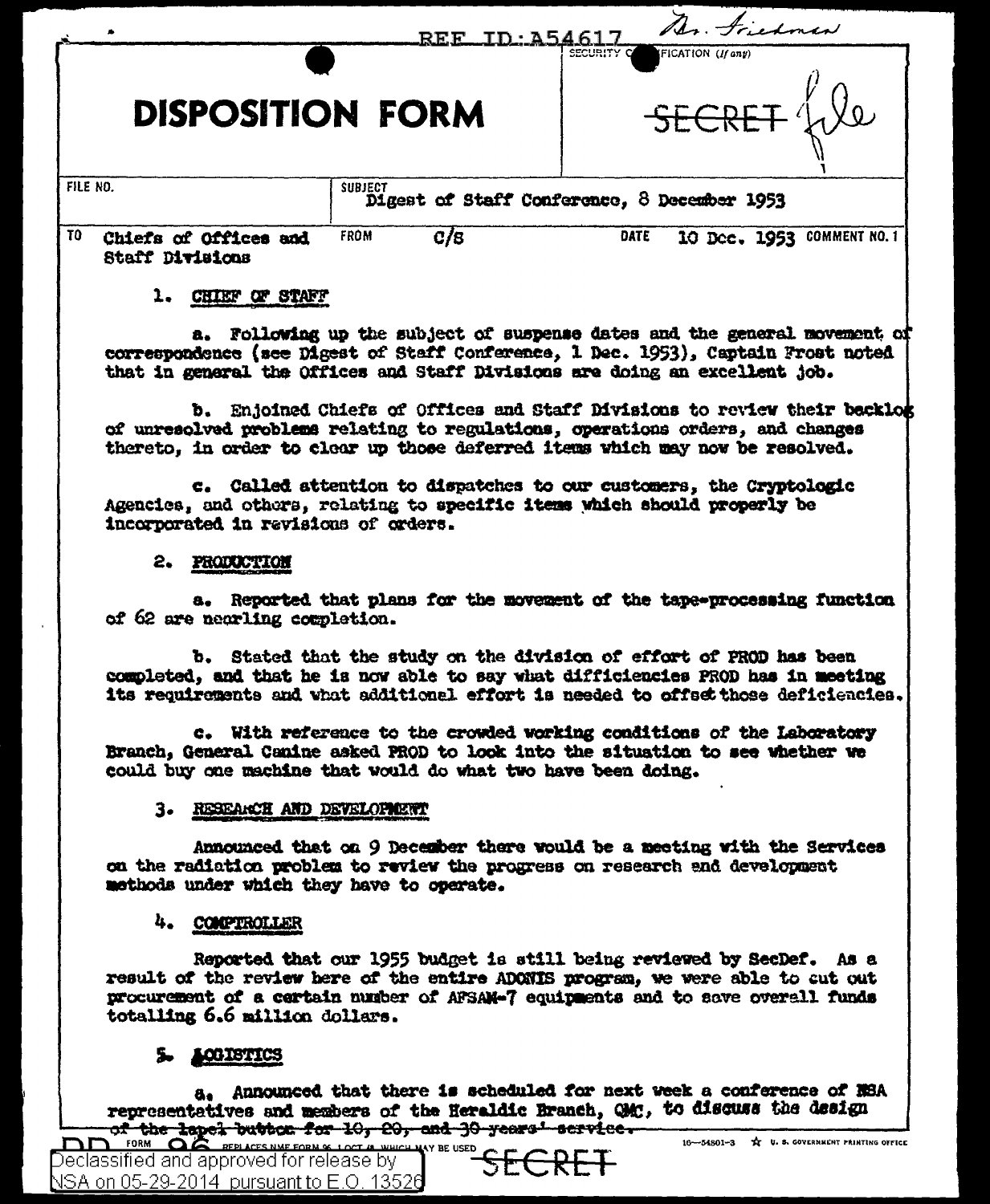REF ID:A54617

Dr. Friedman

SECURITY CLASSIFICATION (If any)

SECRET file

# DISPOSITION FORM

| FILE NO. | SUBJECT Digest of Staff Conference, 8 December 1953 | | |
|---|---|---|---|
| TO Chiefs of Offices and Staff Divisions | FROM C/S | DATE 10 Dec. 1953 | COMMENT NO. 1 |

1. CHIEF OF STAFF

a. Following up the subject of suspense dates and the general movement of correspondence (see Digest of Staff Conference, 1 Dec. 1953), Captain Frost noted that in general the Offices and Staff Divisions are doing an excellent job.

b. Enjoined Chiefs of Offices and Staff Divisions to review their backlog of unresolved problems relating to regulations, operations orders, and changes thereto, in order to clear up those deferred items which may now be resolved.

c. Called attention to dispatches to our customers, the Cryptologic Agencies, and others, relating to specific items which should properly be incorporated in revisions of orders.

2. PRODUCTION

a. Reported that plans for the movement of the tape-processing function of 62 are nearing completion.

b. Stated that the study on the division of effort of PROD has been completed, and that he is now able to say what difficiencies PROD has in meeting its requirements and what additional effort is needed to offset those deficiencies.

c. With reference to the crowded working conditions of the Laboratory Branch, General Canine asked PROD to look into the situation to see whether we could buy one machine that would do what two have been doing.

3. RESEARCH AND DEVELOPMENT

Announced that on 9 December there would be a meeting with the Services on the radiation problem to review the progress on research and development methods under which they have to operate.

4. COMPTROLLER

Reported that our 1955 budget is still being reviewed by SecDef. As a result of the review here of the entire ADONIS program, we were able to cut out procurement of a certain number of AFSAM-7 equipments and to save overall funds totalling 6.6 million dollars.

5. LOGISTICS

a. Announced that there is scheduled for next week a conference of NSA representatives and members of the Heraldic Branch, QMC, to discuss the design ~~of the lapel button for 10, 20, and 30 years' service.~~

DD FORM 96 REPLACES NME FORM 96, 1 OCT 48, WHICH MAY BE USED

SECRET

Declassified and approved for release by NSA on 05-29-2014 pursuant to E.O. 13526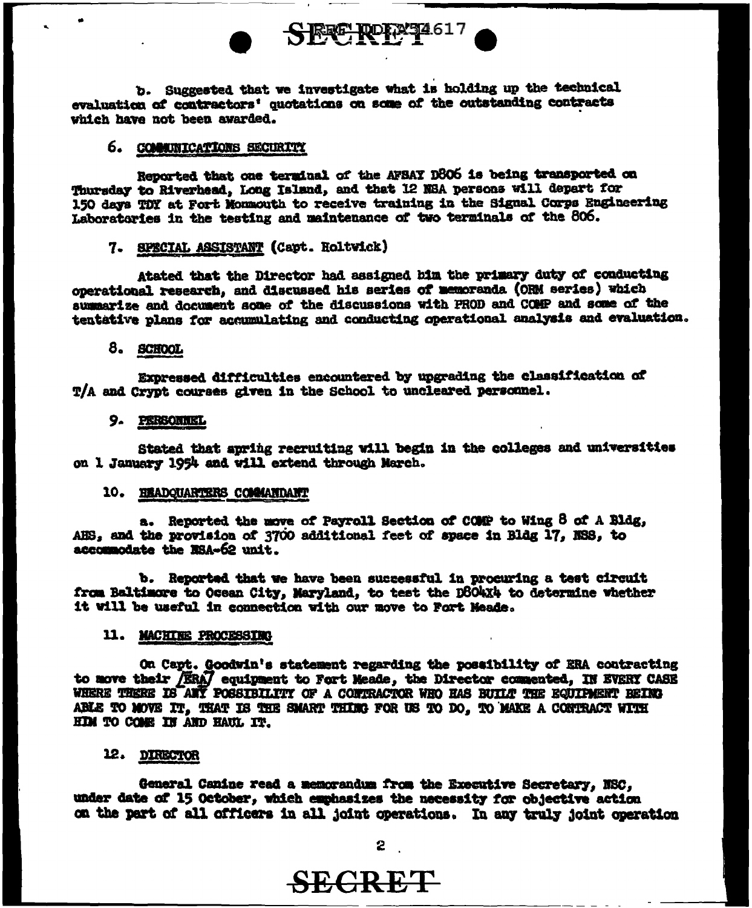b. Suggested that we investigate what is holding up the technical evaluation of contractors' quotations on some of the outstanding contracts which have not been awarded.

6. COMMUNICATIONS SECURITY

Reported that one terminal of the AFSAY D806 is being transported on Thursday to Riverhead, Long Island, and that 12 NSA persons will depart for 150 days TDY at Fort Monmouth to receive training in the Signal Corps Engineering Laboratories in the testing and maintenance of two terminals of the 806.

7. SPECIAL ASSISTANT (Capt. Holtwick)

Atated that the Director had assigned him the primary duty of conducting operational research, and discussed his series of memoranda (ORM series) which summarize and document some of the discussions with PROD and COMP and some of the tentative plans for accumulating and conducting operational analysis and evaluation.

8. SCHOOL

Expressed difficulties encountered by upgrading the classification of T/A and Crypt courses given in the School to uncleared personnel.

9. PERSONNEL

Stated that spring recruiting will begin in the colleges and universities on 1 January 1954 and will extend through March.

10. HEADQUARTERS COMMANDANT

a. Reported the move of Payroll Section of COMP to Wing 8 of A Bldg, AHS, and the provision of 3700 additional feet of space in Bldg 17, NSS, to accommodate the NSA-62 unit.

b. Reported that we have been successful in procuring a test circuit from Baltimore to Ocean City, Maryland, to test the D804X4 to determine whether it will be useful in connection with our move to Fort Meade.

11. MACHINE PROCESSING

On Capt. Goodwin's statement regarding the possibility of ERA contracting to move their [ERA] equipment to Fort Meade, the Director commented, IN EVERY CASE WHERE THERE IS ANY POSSIBILITY OF A CONTRACTOR WHO HAS BUILT THE EQUIPMENT BEING ABLE TO MOVE IT, THAT IS THE SMART THING FOR US TO DO, TO MAKE A CONTRACT WITH HIM TO COME IN AND HAUL IT.

12. DIRECTOR

General Canine read a memorandum from the Executive Secretary, NSC, under date of 15 October, which emphasizes the necessity for objective action on the part of all officers in all joint operations. In any truly joint operation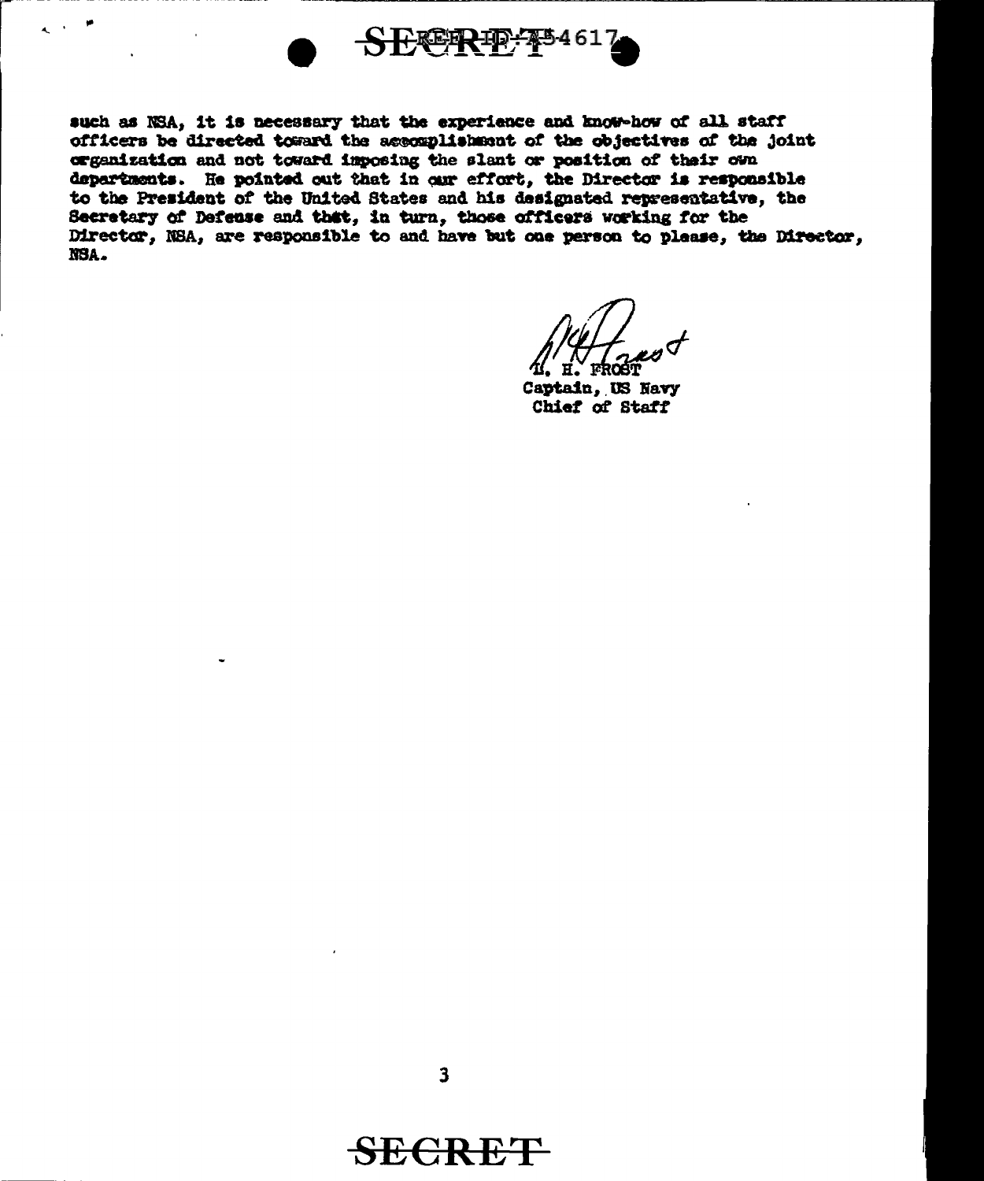such as NSA, it is necessary that the experience and know-how of all staff officers be directed toward the accomplishment of the objectives of the joint organization and not toward imposing the slant or position of their own departments. He pointed out that in our effort, the Director is responsible to the President of the United States and his designated representative, the Secretary of Defense and that, in turn, those officers working for the Director, NSA, are responsible to and have but one person to please, the Director, NSA.

H. H. FROST
Captain, US Navy
Chief of Staff